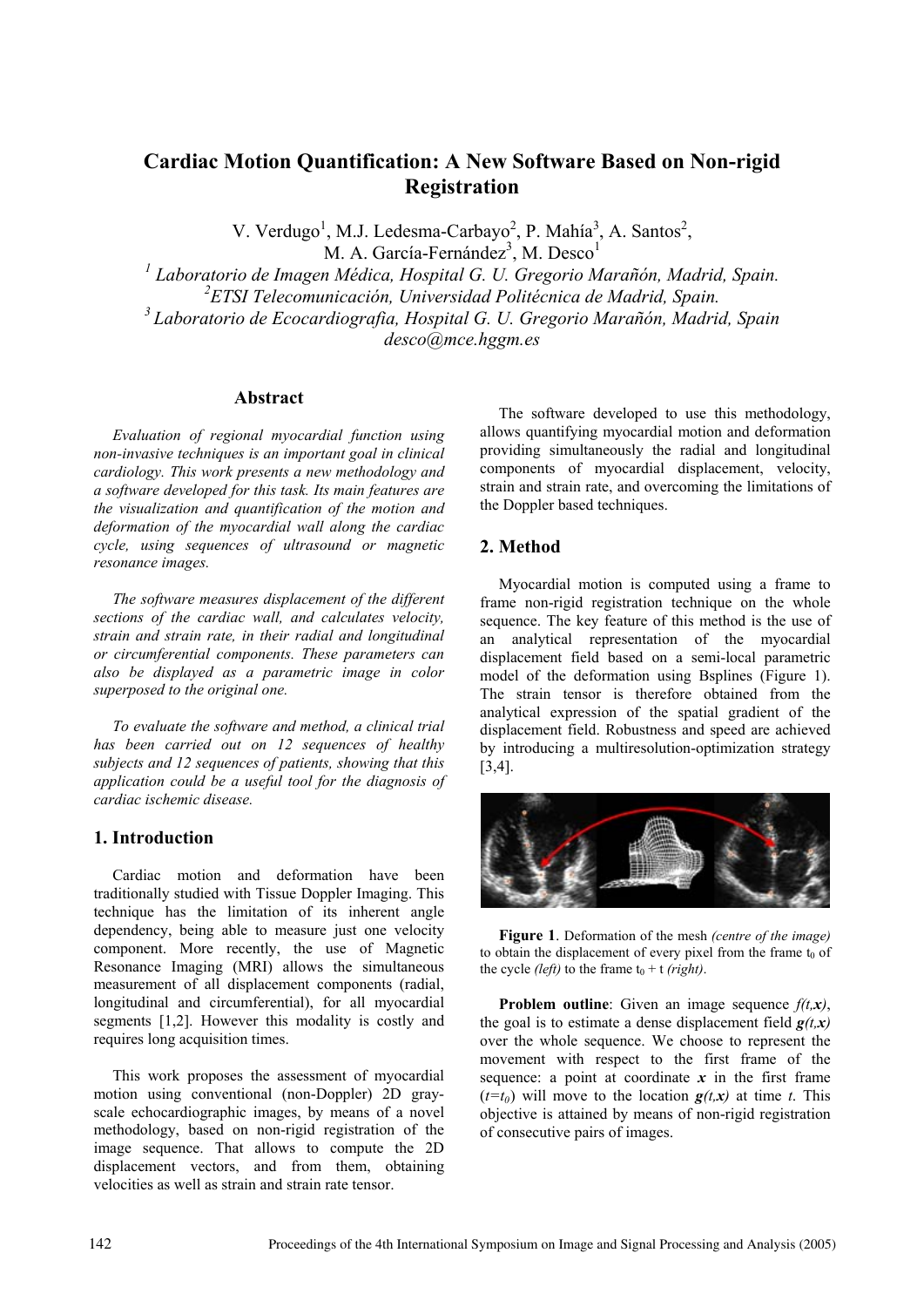# Cardiac Motion Quantification: A New Software Based on Non-rigid Registration

V. Verdugo[1], M.J. Ledesma-Carbayo[2], P. Mahía[3], A. Santos[2], M. A. García-Fernández[3], M. Desco[1]

[1] *Laboratorio de Imagen Médica, Hospital G. U. Gregorio Marañón, Madrid, Spain.*
[2]*ETSI Telecomunicación, Universidad Politécnica de Madrid, Spain.*
[3] *Laboratorio de Ecocardiografia, Hospital G. U. Gregorio Marañón, Madrid, Spain*
*desco@mce.hggm.es*

## Abstract

*Evaluation of regional myocardial function using non-invasive techniques is an important goal in clinical cardiology. This work presents a new methodology and a software developed for this task. Its main features are the visualization and quantification of the motion and deformation of the myocardial wall along the cardiac cycle, using sequences of ultrasound or magnetic resonance images.*

*The software measures displacement of the different sections of the cardiac wall, and calculates velocity, strain and strain rate, in their radial and longitudinal or circumferential components. These parameters can also be displayed as a parametric image in color superposed to the original one.*

*To evaluate the software and method, a clinical trial has been carried out on 12 sequences of healthy subjects and 12 sequences of patients, showing that this application could be a useful tool for the diagnosis of cardiac ischemic disease.*

## 1. Introduction

Cardiac motion and deformation have been traditionally studied with Tissue Doppler Imaging. This technique has the limitation of its inherent angle dependency, being able to measure just one velocity component. More recently, the use of Magnetic Resonance Imaging (MRI) allows the simultaneous measurement of all displacement components (radial, longitudinal and circumferential), for all myocardial segments [1,2]. However this modality is costly and requires long acquisition times.

This work proposes the assessment of myocardial motion using conventional (non-Doppler) 2D gray-scale echocardiographic images, by means of a novel methodology, based on non-rigid registration of the image sequence. That allows to compute the 2D displacement vectors, and from them, obtaining velocities as well as strain and strain rate tensor.

The software developed to use this methodology, allows quantifying myocardial motion and deformation providing simultaneously the radial and longitudinal components of myocardial displacement, velocity, strain and strain rate, and overcoming the limitations of the Doppler based techniques.

## 2. Method

Myocardial motion is computed using a frame to frame non-rigid registration technique on the whole sequence. The key feature of this method is the use of an analytical representation of the myocardial displacement field based on a semi-local parametric model of the deformation using Bsplines (Figure 1). The strain tensor is therefore obtained from the analytical expression of the spatial gradient of the displacement field. Robustness and speed are achieved by introducing a multiresolution-optimization strategy [3,4].

**Figure 1**. Deformation of the mesh *(centre of the image)* to obtain the displacement of every pixel from the frame $t_0$ of the cycle *(left)* to the frame $t_0 + t$ *(right)*.

**Problem outline**: Given an image sequence $f(t,\boldsymbol{x})$, the goal is to estimate a dense displacement field $\boldsymbol{g}(t,\boldsymbol{x})$ over the whole sequence. We choose to represent the movement with respect to the first frame of the sequence: a point at coordinate $\boldsymbol{x}$ in the first frame ($t=t_0$) will move to the location $\boldsymbol{g}(t,\boldsymbol{x})$ at time $t$. This objective is attained by means of non-rigid registration of consecutive pairs of images.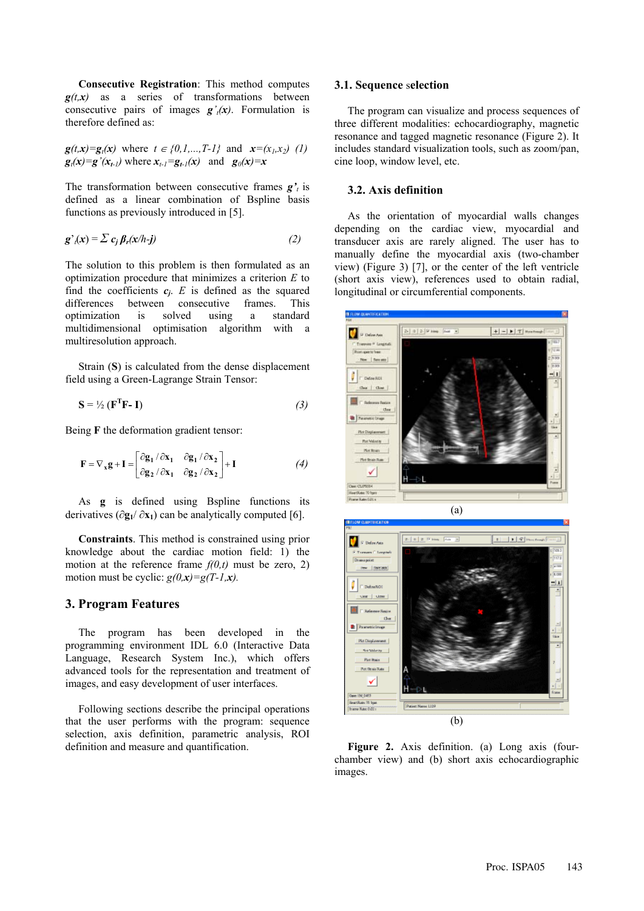**Consecutive Registration**: This method computes $\boldsymbol{g(t,x)}$ as a series of transformations between consecutive pairs of images $\boldsymbol{g'_t(x)}$. Formulation is therefore defined as:

$$\boldsymbol{g(t,x)}=\boldsymbol{g_t(x)} \text{ where } t \in \{0,1,\ldots,T\text{-}1\} \text{ and } \boldsymbol{x}=(x_1,x_2) \quad (1)$$

$$\boldsymbol{g_t(x)}=\boldsymbol{g'(x_{t-1})} \text{ where } \boldsymbol{x_{t-1}}=\boldsymbol{g_{t-1}(x)} \text{ and } \boldsymbol{g_0(x)}=\boldsymbol{x}$$

The transformation between consecutive frames $\boldsymbol{g'_t}$ is defined as a linear combination of Bspline basis functions as previously introduced in [5].

$$\boldsymbol{g'_t(x)} = \Sigma\, \boldsymbol{c_j}\, \boldsymbol{\beta_r(x/h\text{-}j)} \qquad (2)$$

The solution to this problem is then formulated as an optimization procedure that minimizes a criterion $E$ to find the coefficients $\boldsymbol{c_j}$. $E$ is defined as the squared differences between consecutive frames. This optimization is solved using a standard multidimensional optimisation algorithm with a multiresolution approach.

Strain (**S**) is calculated from the dense displacement field using a Green-Lagrange Strain Tensor:

$$\mathbf{S} = \tfrac{1}{2}\,(\mathbf{F}^{\mathbf{T}}\mathbf{F}\text{- }\mathbf{I}) \qquad (3)$$

Being **F** the deformation gradient tensor:

$$\mathbf{F} = \nabla_{\mathbf{x}}\mathbf{g} + \mathbf{I} = \begin{bmatrix} \partial \mathbf{g_1}/\partial \mathbf{x_1} & \partial \mathbf{g_1}/\partial \mathbf{x_2} \\ \partial \mathbf{g_2}/\partial \mathbf{x_1} & \partial \mathbf{g_2}/\partial \mathbf{x_2} \end{bmatrix} + \mathbf{I} \qquad (4)$$

As **g** is defined using Bspline functions its derivatives ($\partial \mathbf{g_1}/\partial \mathbf{x_1}$) can be analytically computed [6].

**Constraints**. This method is constrained using prior knowledge about the cardiac motion field: 1) the motion at the reference frame $f(0,t)$ must be zero, 2) motion must be cyclic: $g(0,\boldsymbol{x})=g(T\text{-}1,\boldsymbol{x})$.

## 3. Program Features

The program has been developed in the programming environment IDL 6.0 (Interactive Data Language, Research System Inc.), which offers advanced tools for the representation and treatment of images, and easy development of user interfaces.

Following sections describe the principal operations that the user performs with the program: sequence selection, axis definition, parametric analysis, ROI definition and measure and quantification.

### 3.1. Sequence selection

The program can visualize and process sequences of three different modalities: echocardiography, magnetic resonance and tagged magnetic resonance (Figure 2). It includes standard visualization tools, such as zoom/pan, cine loop, window level, etc.

### 3.2. Axis definition

As the orientation of myocardial walls changes depending on the cardiac view, myocardial and transducer axis are rarely aligned. The user has to manually define the myocardial axis (two-chamber view) (Figure 3) [7], or the center of the left ventricle (short axis view), references used to obtain radial, longitudinal or circumferential components.

(a)

(b)

**Figure 2.** Axis definition. (a) Long axis (four-chamber view) and (b) short axis echocardiographic images.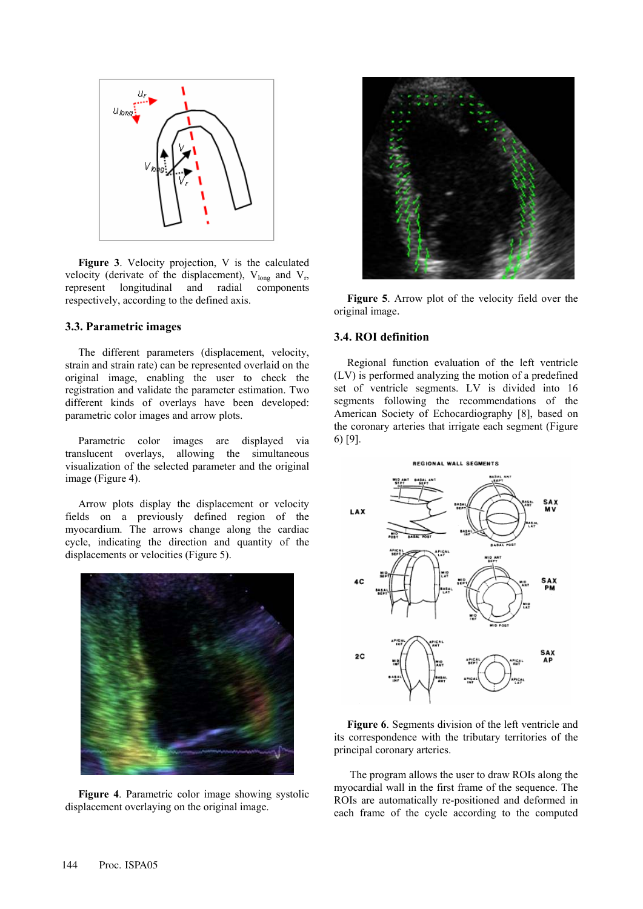**Figure 3**. Velocity projection, V is the calculated velocity (derivate of the displacement), $V_{long}$ and $V_r$, represent longitudinal and radial components respectively, according to the defined axis.

### 3.3. Parametric images

The different parameters (displacement, velocity, strain and strain rate) can be represented overlaid on the original image, enabling the user to check the registration and validate the parameter estimation. Two different kinds of overlays have been developed: parametric color images and arrow plots.

Parametric color images are displayed via translucent overlays, allowing the simultaneous visualization of the selected parameter and the original image (Figure 4).

Arrow plots display the displacement or velocity fields on a previously defined region of the myocardium. The arrows change along the cardiac cycle, indicating the direction and quantity of the displacements or velocities (Figure 5).

**Figure 4**. Parametric color image showing systolic displacement overlaying on the original image.

**Figure 5**. Arrow plot of the velocity field over the original image.

### 3.4. ROI definition

Regional function evaluation of the left ventricle (LV) is performed analyzing the motion of a predefined set of ventricle segments. LV is divided into 16 segments following the recommendations of the American Society of Echocardiography [8], based on the coronary arteries that irrigate each segment (Figure 6) [9].

**Figure 6**. Segments division of the left ventricle and its correspondence with the tributary territories of the principal coronary arteries.

The program allows the user to draw ROIs along the myocardial wall in the first frame of the sequence. The ROIs are automatically re-positioned and deformed in each frame of the cycle according to the computed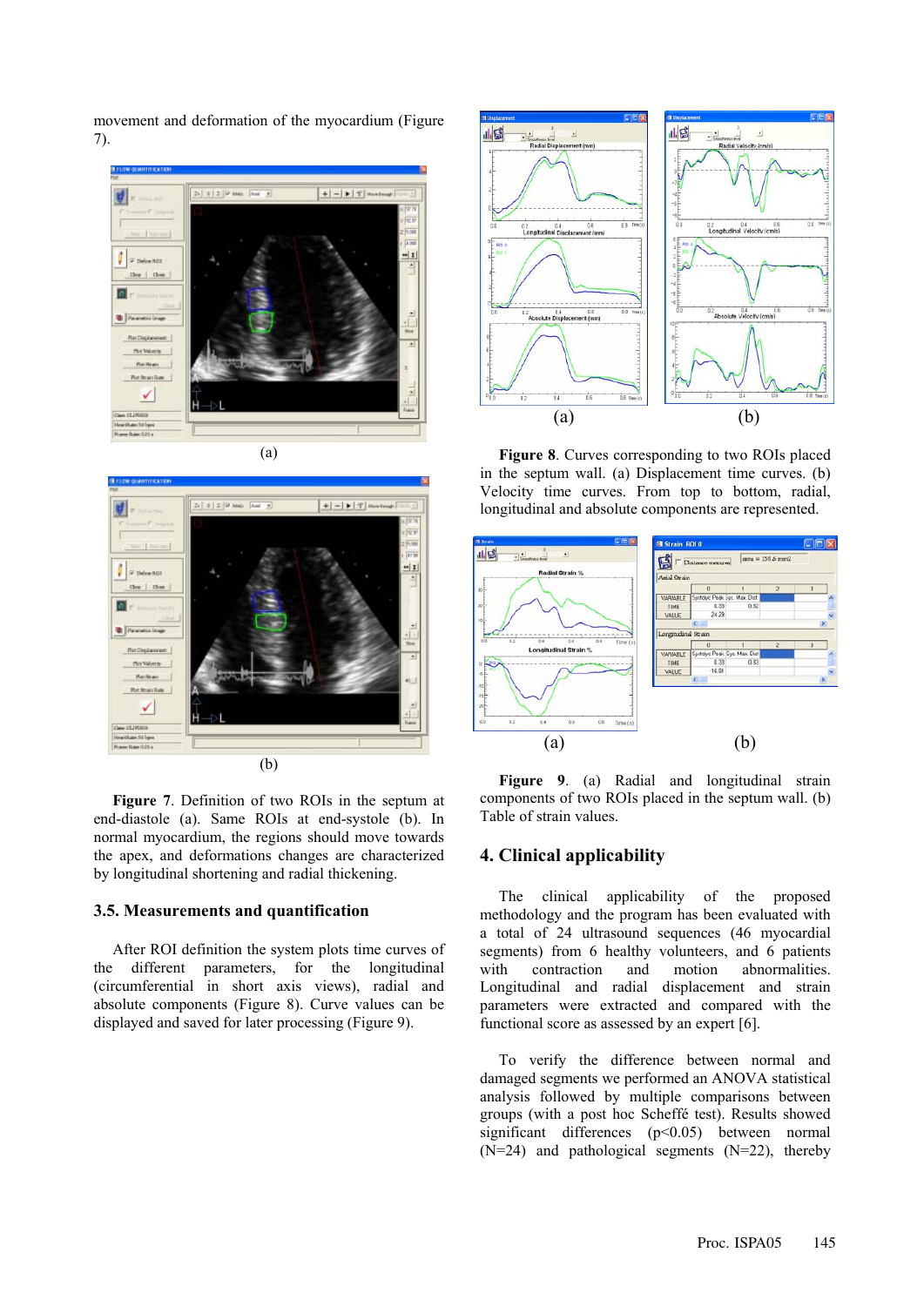movement and deformation of the myocardium (Figure 7).

(a)

(b)

**Figure 7**. Definition of two ROIs in the septum at end-diastole (a). Same ROIs at end-systole (b). In normal myocardium, the regions should move towards the apex, and deformations changes are characterized by longitudinal shortening and radial thickening.

### 3.5. Measurements and quantification

After ROI definition the system plots time curves of the different parameters, for the longitudinal (circumferential in short axis views), radial and absolute components (Figure 8). Curve values can be displayed and saved for later processing (Figure 9).

(a) (b)

**Figure 8**. Curves corresponding to two ROIs placed in the septum wall. (a) Displacement time curves. (b) Velocity time curves. From top to bottom, radial, longitudinal and absolute components are represented.

(a) (b)

**Figure 9**. (a) Radial and longitudinal strain components of two ROIs placed in the septum wall. (b) Table of strain values.

## 4. Clinical applicability

The clinical applicability of the proposed methodology and the program has been evaluated with a total of 24 ultrasound sequences (46 myocardial segments) from 6 healthy volunteers, and 6 patients with contraction and motion abnormalities. Longitudinal and radial displacement and strain parameters were extracted and compared with the functional score as assessed by an expert [6].

To verify the difference between normal and damaged segments we performed an ANOVA statistical analysis followed by multiple comparisons between groups (with a post hoc Scheffé test). Results showed significant differences ($p<0.05$) between normal (N=24) and pathological segments (N=22), thereby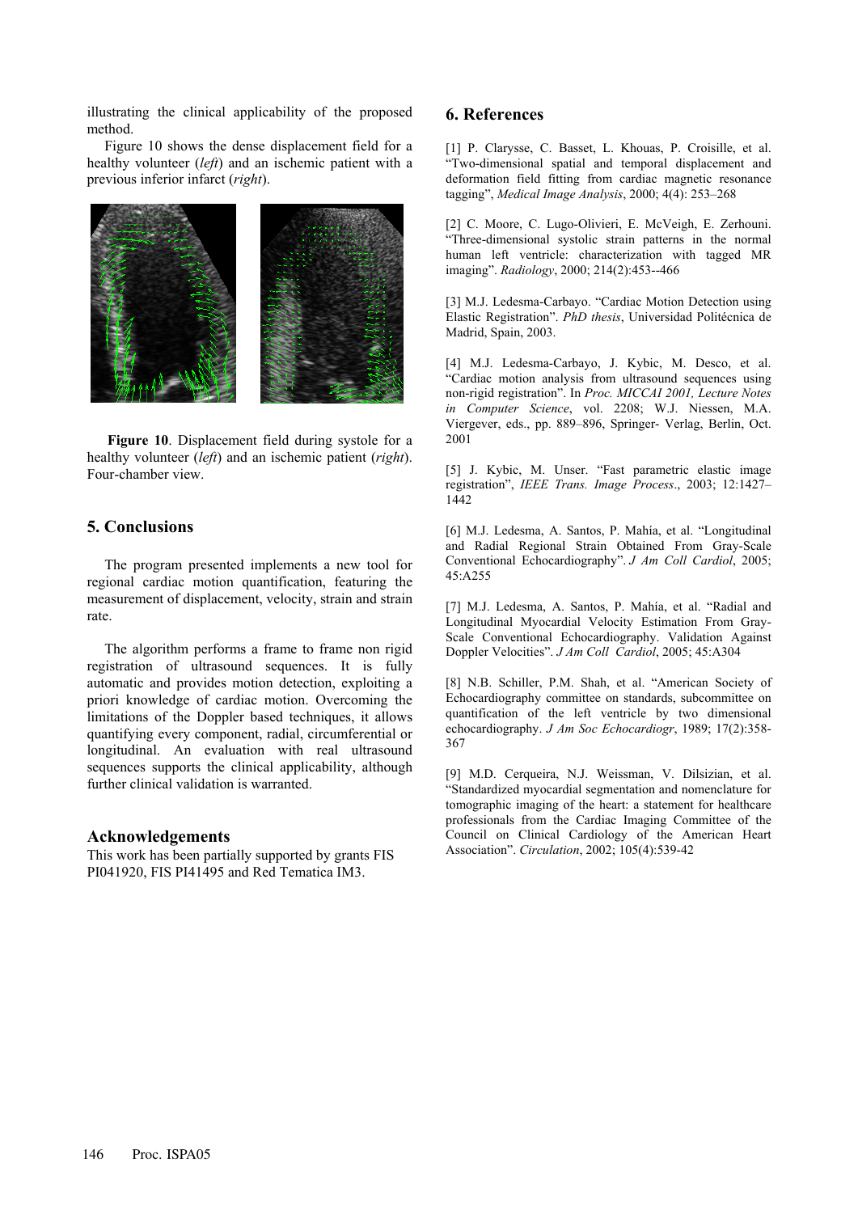illustrating the clinical applicability of the proposed method.

Figure 10 shows the dense displacement field for a healthy volunteer (*left*) and an ischemic patient with a previous inferior infarct (*right*).

**Figure 10**. Displacement field during systole for a healthy volunteer (*left*) and an ischemic patient (*right*). Four-chamber view.

## 5. Conclusions

The program presented implements a new tool for regional cardiac motion quantification, featuring the measurement of displacement, velocity, strain and strain rate.

The algorithm performs a frame to frame non rigid registration of ultrasound sequences. It is fully automatic and provides motion detection, exploiting a priori knowledge of cardiac motion. Overcoming the limitations of the Doppler based techniques, it allows quantifying every component, radial, circumferential or longitudinal. An evaluation with real ultrasound sequences supports the clinical applicability, although further clinical validation is warranted.

### Acknowledgements

This work has been partially supported by grants FIS PI041920, FIS PI41495 and Red Tematica IM3.

## 6. References

[1] P. Clarysse, C. Basset, L. Khouas, P. Croisille, et al. "Two-dimensional spatial and temporal displacement and deformation field fitting from cardiac magnetic resonance tagging", *Medical Image Analysis*, 2000; 4(4): 253–268

[2] C. Moore, C. Lugo-Olivieri, E. McVeigh, E. Zerhouni. "Three-dimensional systolic strain patterns in the normal human left ventricle: characterization with tagged MR imaging". *Radiology*, 2000; 214(2):453--466

[3] M.J. Ledesma-Carbayo. "Cardiac Motion Detection using Elastic Registration". *PhD thesis*, Universidad Politécnica de Madrid, Spain, 2003.

[4] M.J. Ledesma-Carbayo, J. Kybic, M. Desco, et al. "Cardiac motion analysis from ultrasound sequences using non-rigid registration". In *Proc. MICCAI 2001, Lecture Notes in Computer Science*, vol. 2208; W.J. Niessen, M.A. Viergever, eds., pp. 889–896, Springer- Verlag, Berlin, Oct. 2001

[5] J. Kybic, M. Unser. "Fast parametric elastic image registration", *IEEE Trans. Image Process*., 2003; 12:1427–1442

[6] M.J. Ledesma, A. Santos, P. Mahía, et al. "Longitudinal and Radial Regional Strain Obtained From Gray-Scale Conventional Echocardiography". *J Am Coll Cardiol*, 2005; 45:A255

[7] M.J. Ledesma, A. Santos, P. Mahía, et al. "Radial and Longitudinal Myocardial Velocity Estimation From Gray-Scale Conventional Echocardiography. Validation Against Doppler Velocities". *J Am Coll Cardiol*, 2005; 45:A304

[8] N.B. Schiller, P.M. Shah, et al. "American Society of Echocardiography committee on standards, subcommittee on quantification of the left ventricle by two dimensional echocardiography. *J Am Soc Echocardiogr*, 1989; 17(2):358-367

[9] M.D. Cerqueira, N.J. Weissman, V. Dilsizian, et al. "Standardized myocardial segmentation and nomenclature for tomographic imaging of the heart: a statement for healthcare professionals from the Cardiac Imaging Committee of the Council on Clinical Cardiology of the American Heart Association". *Circulation*, 2002; 105(4):539-42